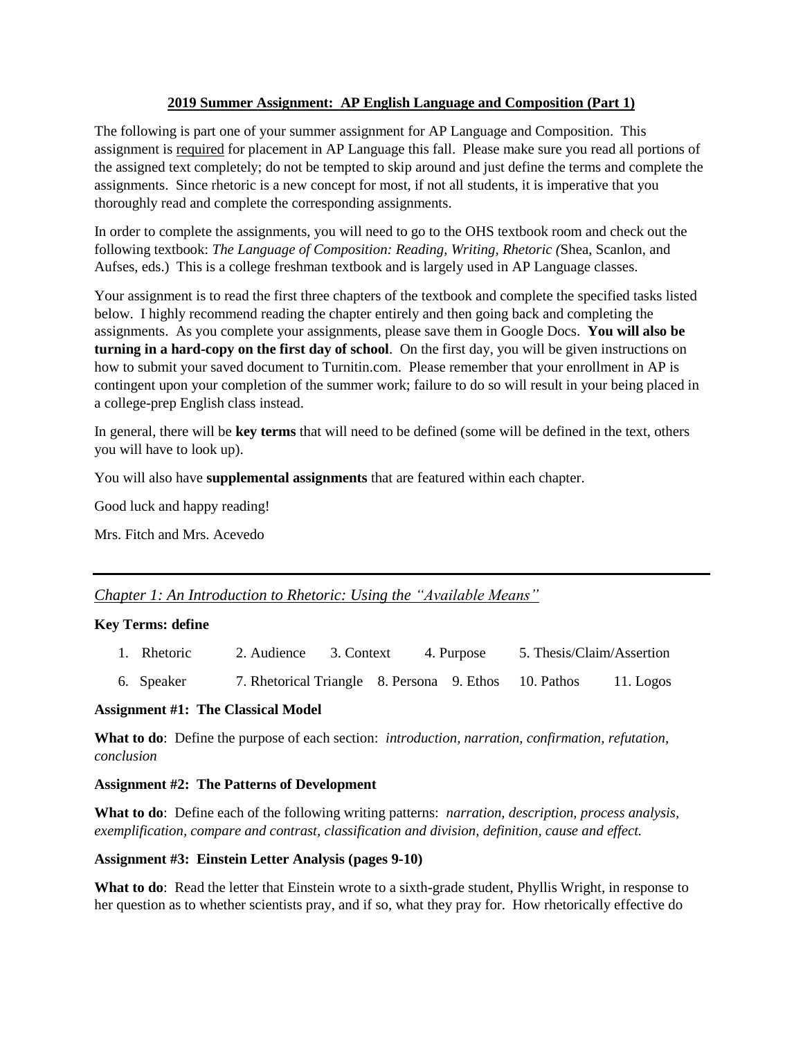**<u>2019 Summer Assignment: AP English Language and Composition (Part 1)</u>**

The following is part one of your summer assignment for AP Language and Composition. This assignment is <u>required</u> for placement in AP Language this fall. Please make sure you read all portions of the assigned text completely; do not be tempted to skip around and just define the terms and complete the assignments. Since rhetoric is a new concept for most, if not all students, it is imperative that you thoroughly read and complete the corresponding assignments.

In order to complete the assignments, you will need to go to the OHS textbook room and check out the following textbook: *The Language of Composition: Reading, Writing, Rhetoric (*Shea, Scanlon, and Aufses, eds.) This is a college freshman textbook and is largely used in AP Language classes.

Your assignment is to read the first three chapters of the textbook and complete the specified tasks listed below. I highly recommend reading the chapter entirely and then going back and completing the assignments. As you complete your assignments, please save them in Google Docs. **You will also be turning in a hard-copy on the first day of school**. On the first day, you will be given instructions on how to submit your saved document to Turnitin.com. Please remember that your enrollment in AP is contingent upon your completion of the summer work; failure to do so will result in your being placed in a college-prep English class instead.

In general, there will be **key terms** that will need to be defined (some will be defined in the text, others you will have to look up).

You will also have **supplemental assignments** that are featured within each chapter.

Good luck and happy reading!

Mrs. Fitch and Mrs. Acevedo

---

*<u>Chapter 1: An Introduction to Rhetoric: Using the "Available Means"</u>*

**Key Terms: define**

1. Rhetoric 2. Audience 3. Context 4. Purpose 5. Thesis/Claim/Assertion
6. Speaker 7. Rhetorical Triangle 8. Persona 9. Ethos 10. Pathos 11. Logos

**Assignment #1: The Classical Model**

**What to do**: Define the purpose of each section: *introduction, narration, confirmation, refutation, conclusion*

**Assignment #2: The Patterns of Development**

**What to do**: Define each of the following writing patterns: *narration, description, process analysis, exemplification, compare and contrast, classification and division, definition, cause and effect.*

**Assignment #3: Einstein Letter Analysis (pages 9-10)**

**What to do**: Read the letter that Einstein wrote to a sixth-grade student, Phyllis Wright, in response to her question as to whether scientists pray, and if so, what they pray for. How rhetorically effective do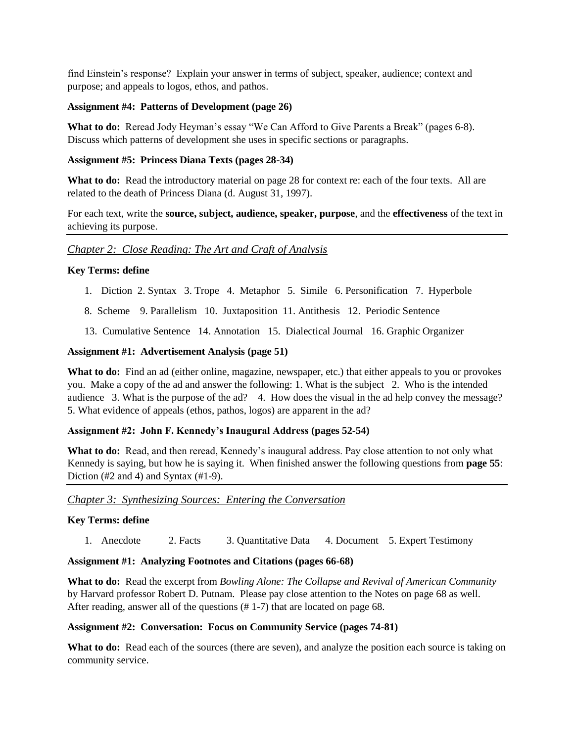find Einstein's response? Explain your answer in terms of subject, speaker, audience; context and purpose; and appeals to logos, ethos, and pathos.

**Assignment #4: Patterns of Development (page 26)**

**What to do:** Reread Jody Heyman's essay "We Can Afford to Give Parents a Break" (pages 6-8). Discuss which patterns of development she uses in specific sections or paragraphs.

**Assignment #5: Princess Diana Texts (pages 28-34)**

**What to do:** Read the introductory material on page 28 for context re: each of the four texts. All are related to the death of Princess Diana (d. August 31, 1997).

For each text, write the **source, subject, audience, speaker, purpose**, and the **effectiveness** of the text in achieving its purpose.

---

*Chapter 2: Close Reading: The Art and Craft of Analysis*

**Key Terms: define**

1. Diction 2. Syntax 3. Trope 4. Metaphor 5. Simile 6. Personification 7. Hyperbole
8. Scheme 9. Parallelism 10. Juxtaposition 11. Antithesis 12. Periodic Sentence
13. Cumulative Sentence 14. Annotation 15. Dialectical Journal 16. Graphic Organizer

**Assignment #1: Advertisement Analysis (page 51)**

**What to do:** Find an ad (either online, magazine, newspaper, etc.) that either appeals to you or provokes you. Make a copy of the ad and answer the following: 1. What is the subject 2. Who is the intended audience 3. What is the purpose of the ad? 4. How does the visual in the ad help convey the message? 5. What evidence of appeals (ethos, pathos, logos) are apparent in the ad?

**Assignment #2: John F. Kennedy's Inaugural Address (pages 52-54)**

**What to do:** Read, and then reread, Kennedy's inaugural address. Pay close attention to not only what Kennedy is saying, but how he is saying it. When finished answer the following questions from **page 55**: Diction (#2 and 4) and Syntax (#1-9).

---

*Chapter 3: Synthesizing Sources: Entering the Conversation*

**Key Terms: define**

1. Anecdote 2. Facts 3. Quantitative Data 4. Document 5. Expert Testimony

**Assignment #1: Analyzing Footnotes and Citations (pages 66-68)**

**What to do:** Read the excerpt from *Bowling Alone: The Collapse and Revival of American Community* by Harvard professor Robert D. Putnam. Please pay close attention to the Notes on page 68 as well. After reading, answer all of the questions (# 1-7) that are located on page 68.

**Assignment #2: Conversation: Focus on Community Service (pages 74-81)**

**What to do:** Read each of the sources (there are seven), and analyze the position each source is taking on community service.